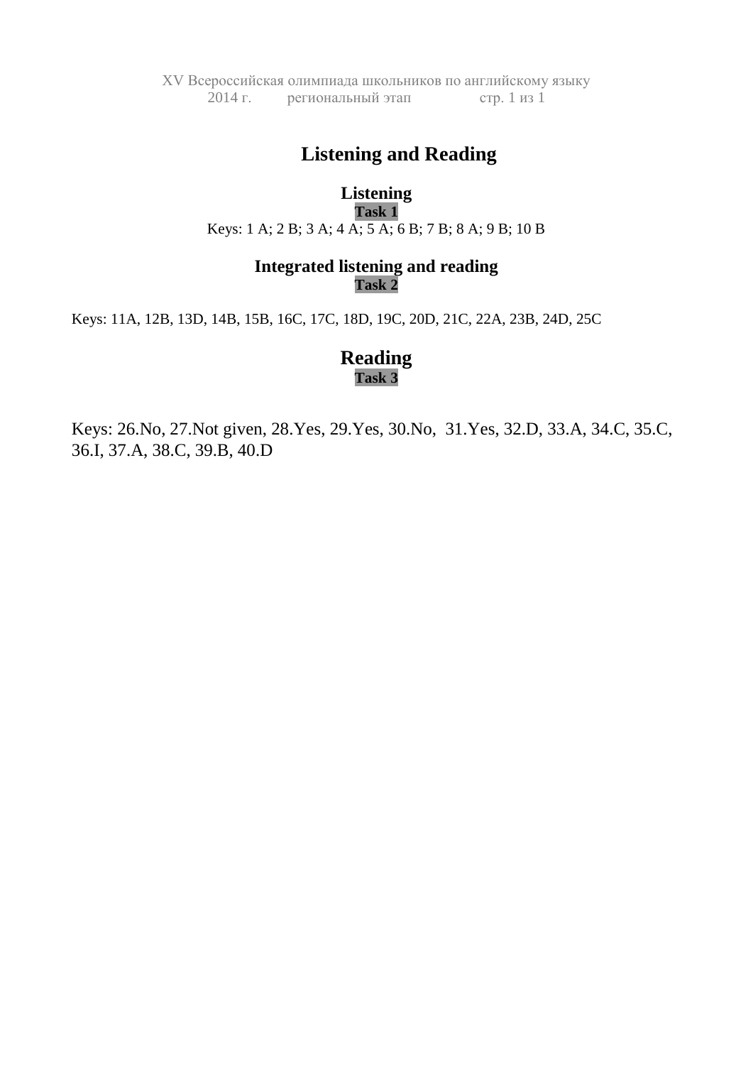# Listening and Reading

## Listening

### Task 1

Keys: 1 A; 2 B; 3 A; 4 A; 5 A; 6 B; 7 B; 8 A; 9 B; 10 B

## Integrated listening and reading

### Task 2

Keys: 11A, 12B, 13D, 14B, 15B, 16C, 17C, 18D, 19C, 20D, 21C, 22A, 23B, 24D, 25C

## Reading

### Task 3

Keys: 26.No, 27.Not given, 28.Yes, 29.Yes, 30.No, 31.Yes, 32.D, 33.A, 34.C, 35.C, 36.I, 37.A, 38.C, 39.B, 40.D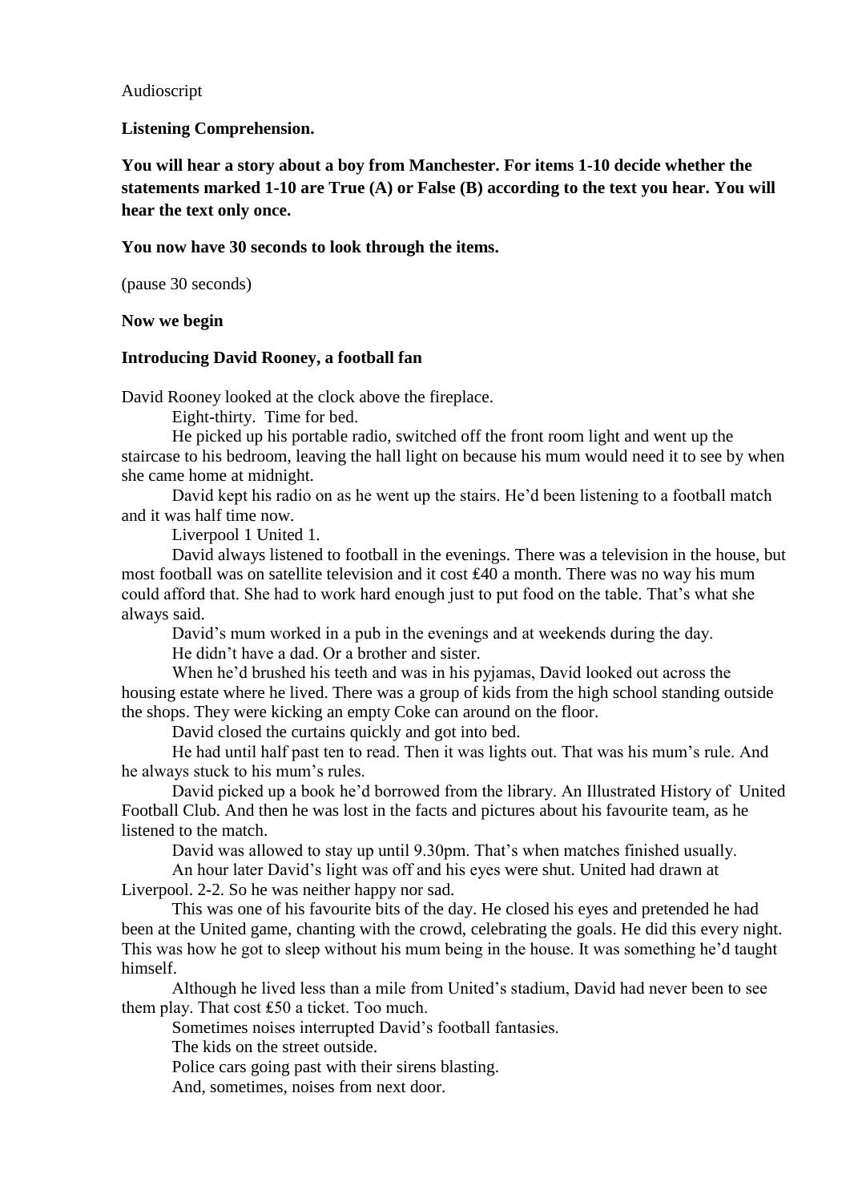Audioscript

**Listening Comprehension.**

**You will hear a story about a boy from Manchester. For items 1-10 decide whether the statements marked 1-10 are True (A) or False (B) according to the text you hear. You will hear the text only once.**

**You now have 30 seconds to look through the items.**

(pause 30 seconds)

**Now we begin**

**Introducing David Rooney, a football fan**

David Rooney looked at the clock above the fireplace.

Eight-thirty. Time for bed.

He picked up his portable radio, switched off the front room light and went up the staircase to his bedroom, leaving the hall light on because his mum would need it to see by when she came home at midnight.

David kept his radio on as he went up the stairs. He'd been listening to a football match and it was half time now.

Liverpool 1 United 1.

David always listened to football in the evenings. There was a television in the house, but most football was on satellite television and it cost ₤40 a month. There was no way his mum could afford that. She had to work hard enough just to put food on the table. That's what she always said.

David's mum worked in a pub in the evenings and at weekends during the day.

He didn't have a dad. Or a brother and sister.

When he'd brushed his teeth and was in his pyjamas, David looked out across the housing estate where he lived. There was a group of kids from the high school standing outside the shops. They were kicking an empty Coke can around on the floor.

David closed the curtains quickly and got into bed.

He had until half past ten to read. Then it was lights out. That was his mum's rule. And he always stuck to his mum's rules.

David picked up a book he'd borrowed from the library. An Illustrated History of United Football Club. And then he was lost in the facts and pictures about his favourite team, as he listened to the match.

David was allowed to stay up until 9.30pm. That's when matches finished usually.

An hour later David's light was off and his eyes were shut. United had drawn at Liverpool. 2-2. So he was neither happy nor sad.

This was one of his favourite bits of the day. He closed his eyes and pretended he had been at the United game, chanting with the crowd, celebrating the goals. He did this every night. This was how he got to sleep without his mum being in the house. It was something he'd taught himself.

Although he lived less than a mile from United's stadium, David had never been to see them play. That cost ₤50 a ticket. Too much.

Sometimes noises interrupted David's football fantasies.

The kids on the street outside.

Police cars going past with their sirens blasting.

And, sometimes, noises from next door.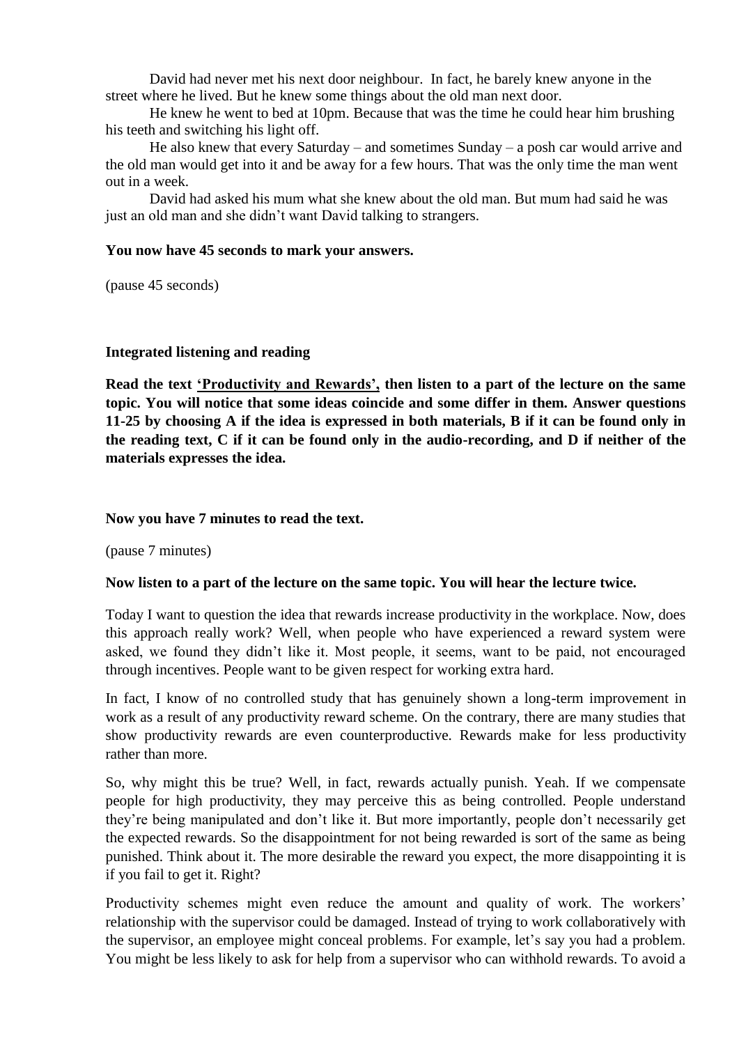David had never met his next door neighbour. In fact, he barely knew anyone in the street where he lived. But he knew some things about the old man next door.

He knew he went to bed at 10pm. Because that was the time he could hear him brushing his teeth and switching his light off.

He also knew that every Saturday – and sometimes Sunday – a posh car would arrive and the old man would get into it and be away for a few hours. That was the only time the man went out in a week.

David had asked his mum what she knew about the old man. But mum had said he was just an old man and she didn't want David talking to strangers.

**You now have 45 seconds to mark your answers.**

(pause 45 seconds)

**Integrated listening and reading**

**Read the text <u>'Productivity and Rewards'</u>, then listen to a part of the lecture on the same topic. You will notice that some ideas coincide and some differ in them. Answer questions 11-25 by choosing A if the idea is expressed in both materials, B if it can be found only in the reading text, C if it can be found only in the audio-recording, and D if neither of the materials expresses the idea.**

**Now you have 7 minutes to read the text.**

(pause 7 minutes)

**Now listen to a part of the lecture on the same topic. You will hear the lecture twice.**

Today I want to question the idea that rewards increase productivity in the workplace. Now, does this approach really work? Well, when people who have experienced a reward system were asked, we found they didn't like it. Most people, it seems, want to be paid, not encouraged through incentives. People want to be given respect for working extra hard.

In fact, I know of no controlled study that has genuinely shown a long-term improvement in work as a result of any productivity reward scheme. On the contrary, there are many studies that show productivity rewards are even counterproductive. Rewards make for less productivity rather than more.

So, why might this be true? Well, in fact, rewards actually punish. Yeah. If we compensate people for high productivity, they may perceive this as being controlled. People understand they're being manipulated and don't like it. But more importantly, people don't necessarily get the expected rewards. So the disappointment for not being rewarded is sort of the same as being punished. Think about it. The more desirable the reward you expect, the more disappointing it is if you fail to get it. Right?

Productivity schemes might even reduce the amount and quality of work. The workers' relationship with the supervisor could be damaged. Instead of trying to work collaboratively with the supervisor, an employee might conceal problems. For example, let's say you had a problem. You might be less likely to ask for help from a supervisor who can withhold rewards. To avoid a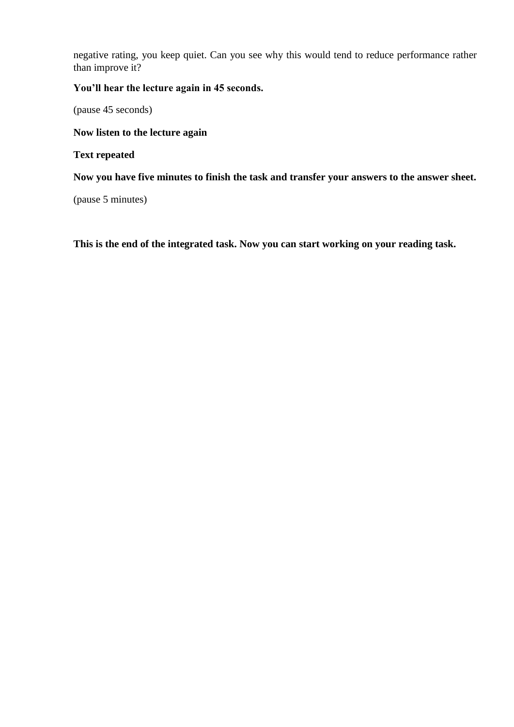negative rating, you keep quiet. Can you see why this would tend to reduce performance rather than improve it?

**You'll hear the lecture again in 45 seconds.**

(pause 45 seconds)

**Now listen to the lecture again**

**Text repeated**

**Now you have five minutes to finish the task and transfer your answers to the answer sheet.**

(pause 5 minutes)

**This is the end of the integrated task. Now you can start working on your reading task.**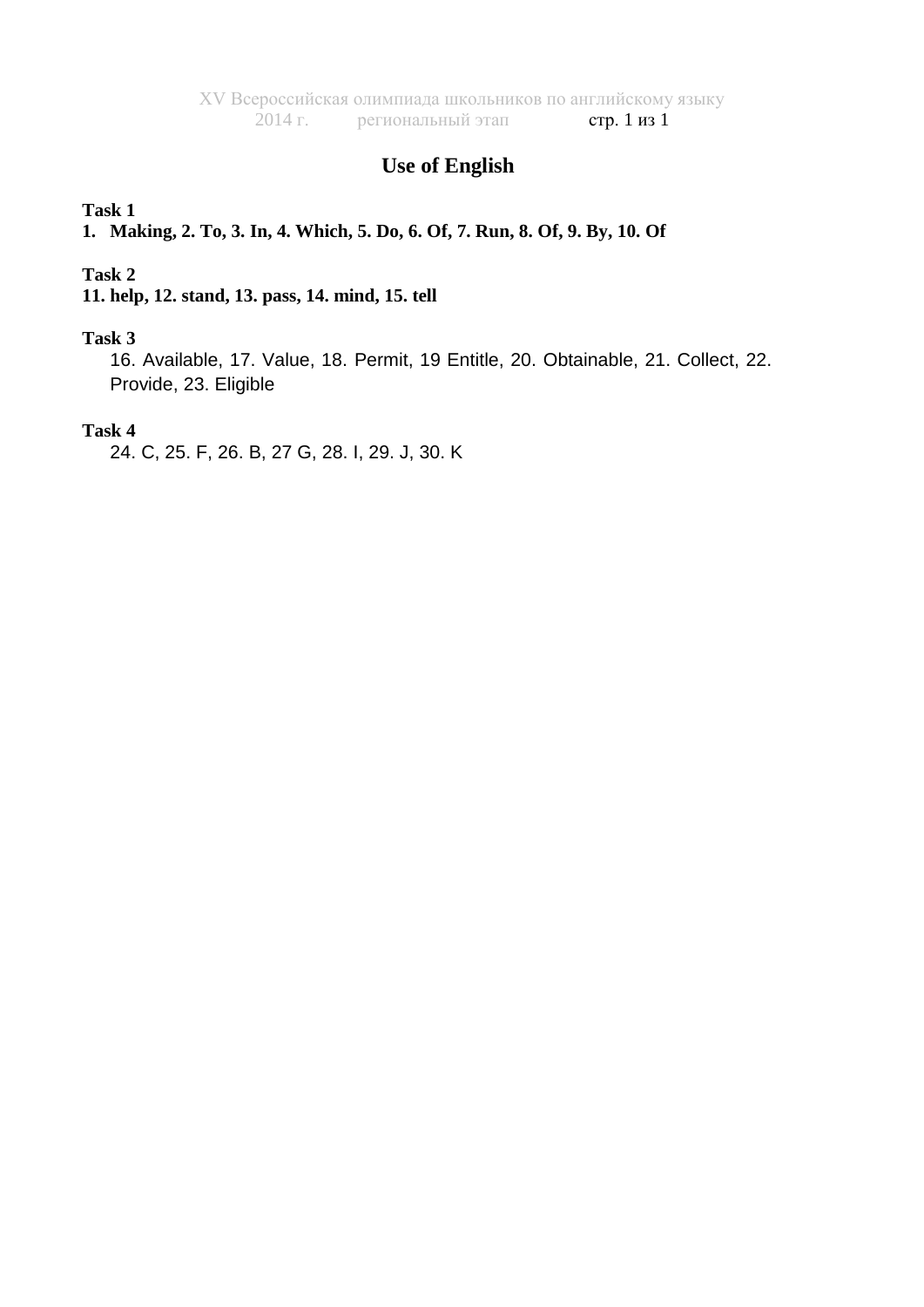# Use of English

**Task 1**

**1. Making, 2. To, 3. In, 4. Which, 5. Do, 6. Of, 7. Run, 8. Of, 9. By, 10. Of**

**Task 2**

**11. help, 12. stand, 13. pass, 14. mind, 15. tell**

**Task 3**

16. Available, 17. Value, 18. Permit, 19 Entitle, 20. Obtainable, 21. Collect, 22. Provide, 23. Eligible

**Task 4**

24. C, 25. F, 26. B, 27 G, 28. I, 29. J, 30. K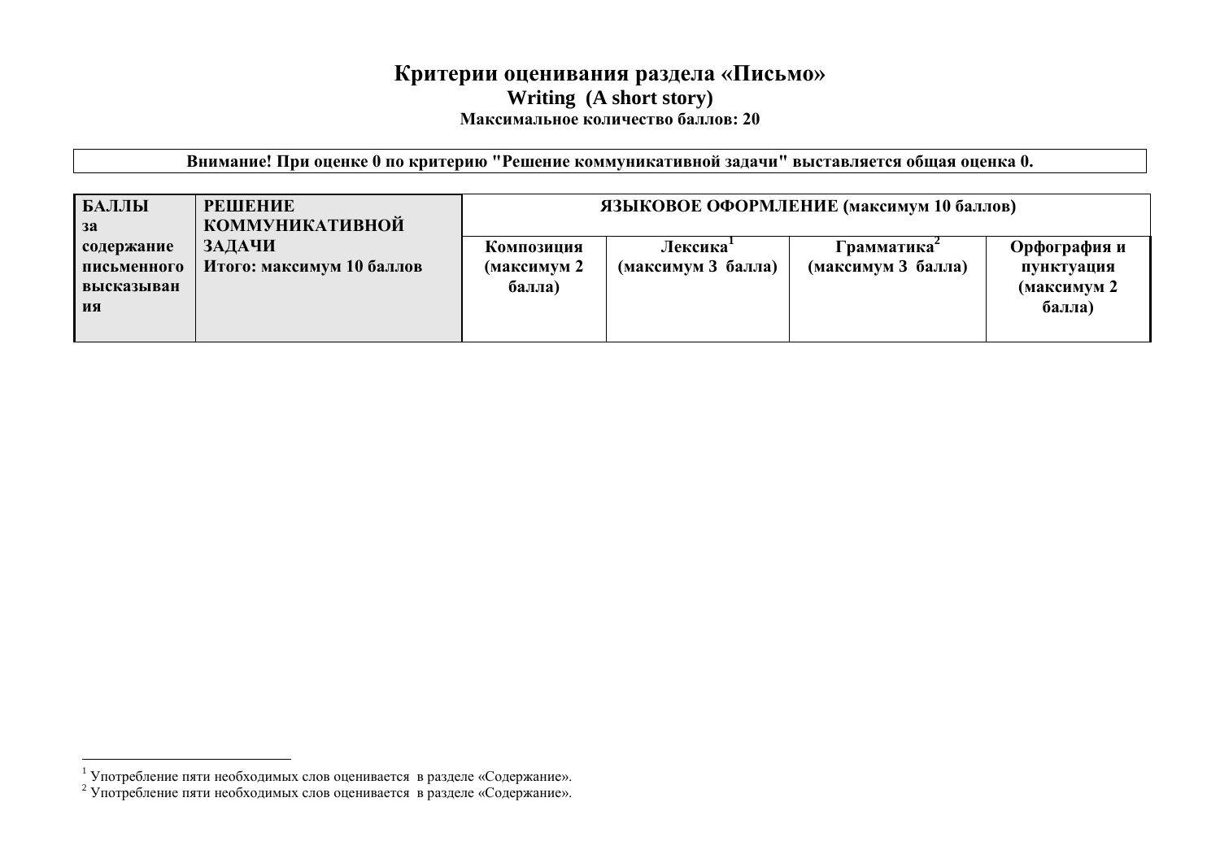# Критерии оценивания раздела «Письмо»

**Writing (A short story)**

**Максимальное количество баллов: 20**

**Внимание! При оценке 0 по критерию "Решение коммуникативной задачи" выставляется общая оценка 0.**

| БАЛЛЫ за содержание письменного высказывания | РЕШЕНИЕ КОММУНИКАТИВНОЙ ЗАДАЧИ Итого: максимум 10 баллов | ЯЗЫКОВОЕ ОФОРМЛЕНИЕ (максимум 10 баллов) | | | |
|---|---|---|---|---|---|
| | | Композиция (максимум 2 балла) | Лексика[1] (максимум 3 балла) | Грамматика[2] (максимум 3 балла) | Орфография и пунктуация (максимум 2 балла) |

[1] Употребление пяти необходимых слов оценивается в разделе «Содержание».

[2] Употребление пяти необходимых слов оценивается в разделе «Содержание».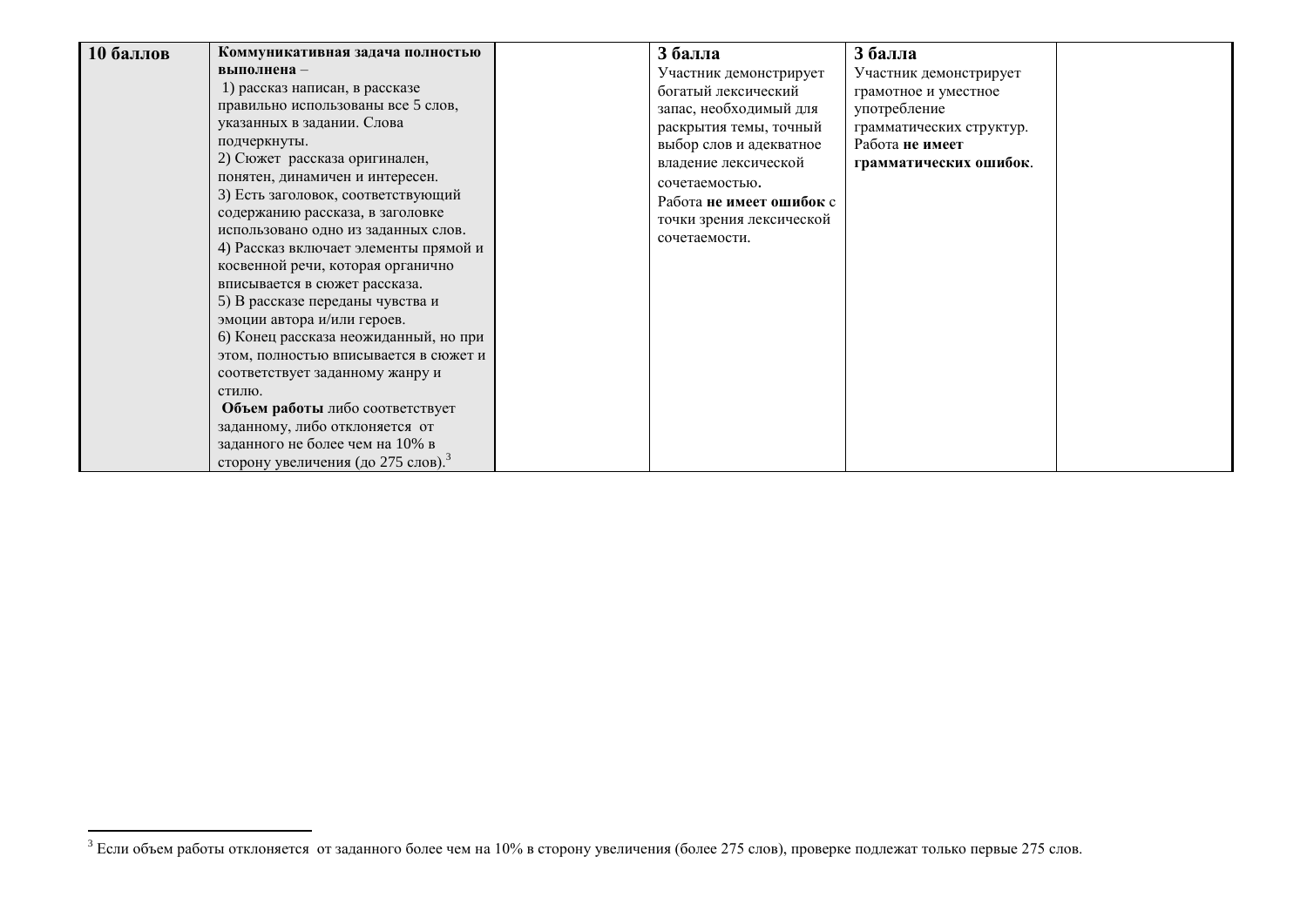| 10 баллов | **Коммуникативная задача полностью выполнена** – 1) рассказ написан, в рассказе правильно использованы все 5 слов, указанных в задании. Слова подчеркнуты. 2) Сюжет рассказа оригинален, понятен, динамичен и интересен. 3) Есть заголовок, соответствующий содержанию рассказа, в заголовке использовано одно из заданных слов. 4) Рассказ включает элементы прямой и косвенной речи, которая органично вписывается в сюжет рассказа. 5) В рассказе переданы чувства и эмоции автора и/или героев. 6) Конец рассказа неожиданный, но при этом, полностью вписывается в сюжет и соответствует заданному жанру и стилю. **Объем работы** либо соответствует заданному, либо отклоняется от заданного не более чем на 10% в сторону увеличения (до 275 слов).[3] | | **3 балла** Участник демонстрирует богатый лексический запас, необходимый для раскрытия темы, точный выбор слов и адекватное владение лексической сочетаемостью**.** Работа **не имеет ошибок** с точки зрения лексической сочетаемости. | **3 балла** Участник демонстрирует грамотное и уместное употребление грамматических структур. Работа **не имеет грамматических ошибок**. | |
|---|---|---|---|---|---|

[3] Если объем работы отклоняется от заданного более чем на 10% в сторону увеличения (более 275 слов), проверке подлежат только первые 275 слов.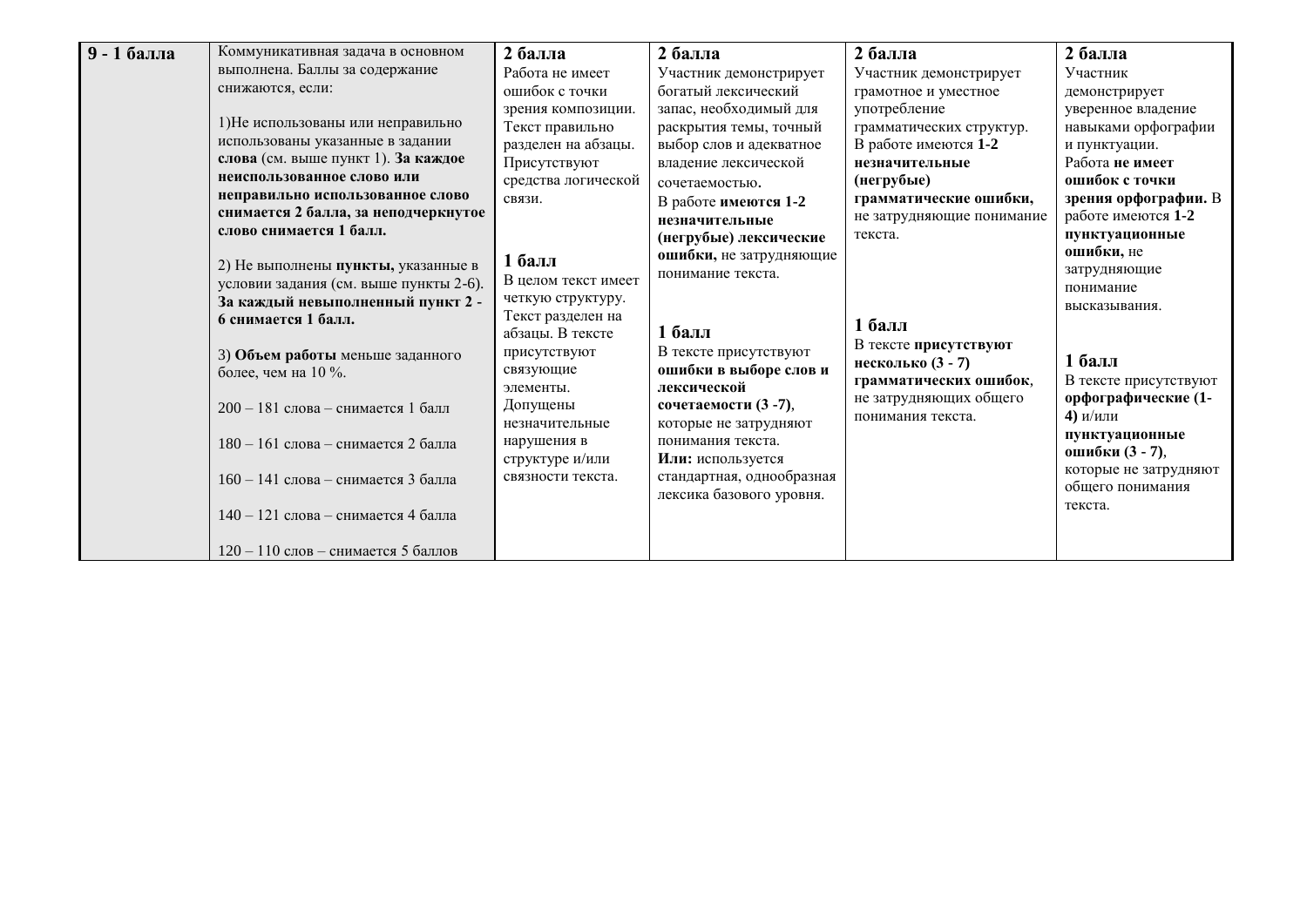| **9 - 1 балла** | Коммуникативная задача в основном выполнена. Баллы за содержание снижаются, если:<br><br>1)Не использованы или неправильно использованы указанные в задании **слова** (см. выше пункт 1). **За каждое неиспользованное слово или неправильно использованное слово снимается 2 балла, за неподчеркнутое слово снимается 1 балл.**<br><br>2) Не выполнены **пункты,** указанные в условии задания (см. выше пункты 2-6). **За каждый невыполненный пункт 2 - 6 снимается 1 балл.**<br><br>3) **Объем работы** меньше заданного более, чем на 10 %.<br><br>200 – 181 слова – снимается 1 балл<br><br>180 – 161 слова – снимается 2 балла<br><br>160 – 141 слова – снимается 3 балла<br><br>140 – 121 слова – снимается 4 балла<br><br>120 – 110 слов – снимается 5 баллов | **2 балла**<br>Работа не имеет ошибок с точки зрения композиции. Текст правильно разделен на абзацы. Присутствуют средства логической связи.<br><br>**1 балл**<br>В целом текст имеет четкую структуру. Текст разделен на абзацы. В тексте присутствуют связующие элементы. Допущены незначительные нарушения в структуре и/или связности текста. | **2 балла**<br>Участник демонстрирует богатый лексический запас, необходимый для раскрытия темы, точный выбор слов и адекватное владение лексической сочетаемостью**.**<br>В работе **имеются 1-2 незначительные (негрубые) лексические ошибки,** не затрудняющие понимание текста.<br><br>**1 балл**<br>В тексте присутствуют **ошибки в выборе слов и лексической сочетаемости (3 -7)**, которые не затрудняют понимания текста.<br>**Или:** используется стандартная, однообразная лексика базового уровня. | **2 балла**<br>Участник демонстрирует грамотное и уместное употребление грамматических структур.<br>В работе имеются **1-2 незначительные (негрубые) грамматические ошибки,** не затрудняющие понимание текста.<br><br>**1 балл**<br>В тексте **присутствуют несколько (3 - 7) грамматических ошибок**, не затрудняющих общего понимания текста. | **2 балла**<br>Участник демонстрирует уверенное владение навыками орфографии и пунктуации.<br>Работа **не имеет ошибок с точки зрения орфографии.** В работе имеются **1-2 пунктуационные ошибки,** не затрудняющие понимание высказывания.<br><br>**1 балл**<br>В тексте присутствуют **орфографические (1-4)** и/или **пунктуационные ошибки (3 - 7)**, которые не затрудняют общего понимания текста. |
|---|---|---|---|---|---|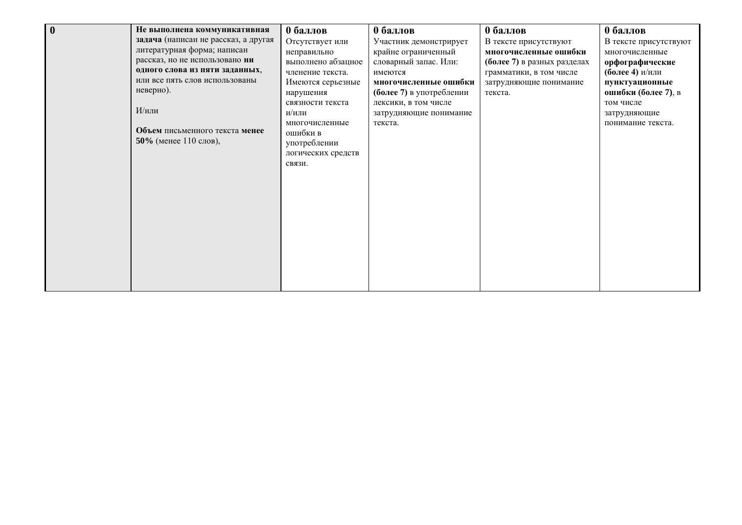| | | | | | |
|---|---|---|---|---|---|
| **0** | **Не выполнена коммуникативная задача** (написан не рассказ, а другая литературная форма; написан рассказ, но не использовано **ни одного слова из пяти заданных**, или все пять слов использованы неверно).<br><br>И/или<br><br>**Объем** письменного текста **менее 50%** (менее 110 слов), | **0 баллов**<br>Отсутствует или неправильно выполнено абзацное членение текста. Имеются серьезные нарушения связности текста и/или многочисленные ошибки в употреблении логических средств связи. | **0 баллов**<br>Участник демонстрирует крайне ограниченный словарный запас. Или: имеются **многочисленные ошибки (более 7)** в употреблении лексики, в том числе затрудняющие понимание текста. | **0 баллов**<br>В тексте присутствуют **многочисленные ошибки (более 7)** в разных разделах грамматики, в том числе затрудняющие понимание текста. | **0 баллов**<br>В тексте присутствуют многочисленные **орфографические (более 4)** и/или **пунктуационные ошибки (более 7)**, в том числе затрудняющие понимание текста. |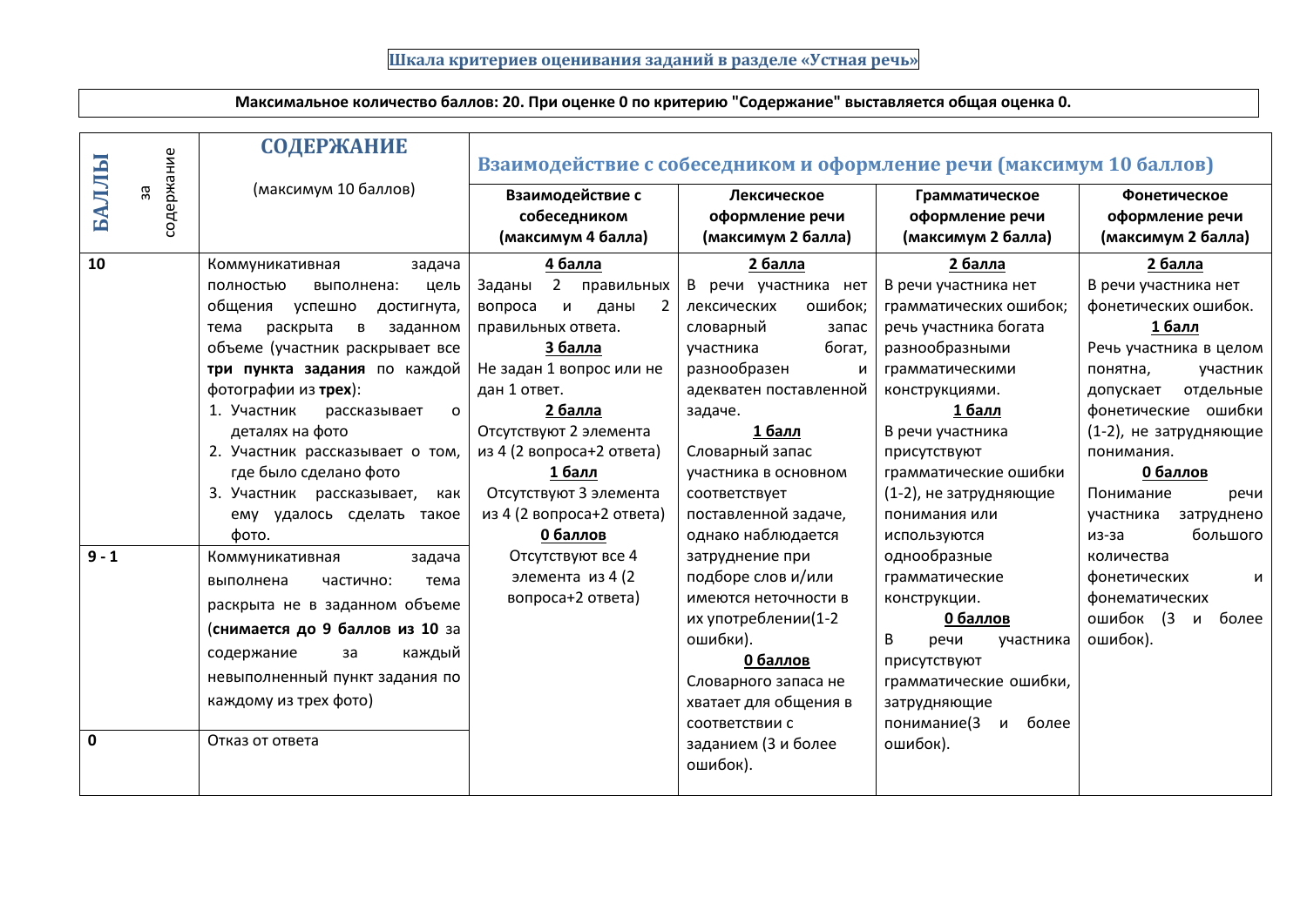## Шкала критериев оценивания заданий в разделе «Устная речь»

**Максимальное количество баллов: 20. При оценке 0 по критерию "Содержание" выставляется общая оценка 0.**

| БАЛЛЫ за содержание | СОДЕРЖАНИЕ (максимум 10 баллов) | Взаимодействие с собеседником и оформление речи (максимум 10 баллов) | | | |
|---|---|---|---|---|---|
| | | **Взаимодействие с собеседником (максимум 4 балла)** | **Лексическое оформление речи (максимум 2 балла)** | **Грамматическое оформление речи (максимум 2 балла)** | **Фонетическое оформление речи (максимум 2 балла)** |
| **10** | Коммуникативная задача полностью выполнена: цель общения успешно достигнута, тема раскрыта в заданном объеме (участник раскрывает все **три пункта задания** по каждой фотографии из **трех**): 1. Участник рассказывает о деталях на фото 2. Участник рассказывает о том, где было сделано фото 3. Участник рассказывает, как ему удалось сделать такое фото. | **4 балла** Заданы 2 правильных вопроса и даны 2 правильных ответа. **3 балла** Не задан 1 вопрос или не дан 1 ответ. **2 балла** Отсутствуют 2 элемента из 4 (2 вопроса+2 ответа) **1 балл** Отсутствуют 3 элемента из 4 (2 вопроса+2 ответа) **0 баллов** Отсутствуют все 4 элемента из 4 (2 вопроса+2 ответа) | **2 балла** В речи участника нет лексических ошибок; словарный запас участника богат, разнообразен и адекватен поставленной задаче. **1 балл** Словарный запас участника в основном соответствует поставленной задаче, однако наблюдается затруднение при подборе слов и/или имеются неточности в их употреблении(1-2 ошибки). **0 баллов** Словарного запаса не хватает для общения в соответствии с заданием (3 и более ошибок). | **2 балла** В речи участника нет грамматических ошибок; речь участника богата разнообразными грамматическими конструкциями. **1 балл** В речи участника присутствуют грамматические ошибки (1-2), не затрудняющие понимания или используются однообразные грамматические конструкции. **0 баллов** В речи участника присутствуют грамматические ошибки, затрудняющие понимание(3 и более ошибок). | **2 балла** В речи участника нет фонетических ошибок. **1 балл** Речь участника в целом понятна, участник допускает отдельные фонетические ошибки (1-2), не затрудняющие понимания. **0 баллов** Понимание речи участника затруднено из-за большого количества фонетических и фонематических ошибок (3 и более ошибок). |
| **9 - 1** | Коммуникативная задача выполнена частично: тема раскрыта не в заданном объеме (**снимается до 9 баллов из 10** за содержание за каждый невыполненный пункт задания по каждому из трех фото) | | | | |
| **0** | Отказ от ответа | | | | |